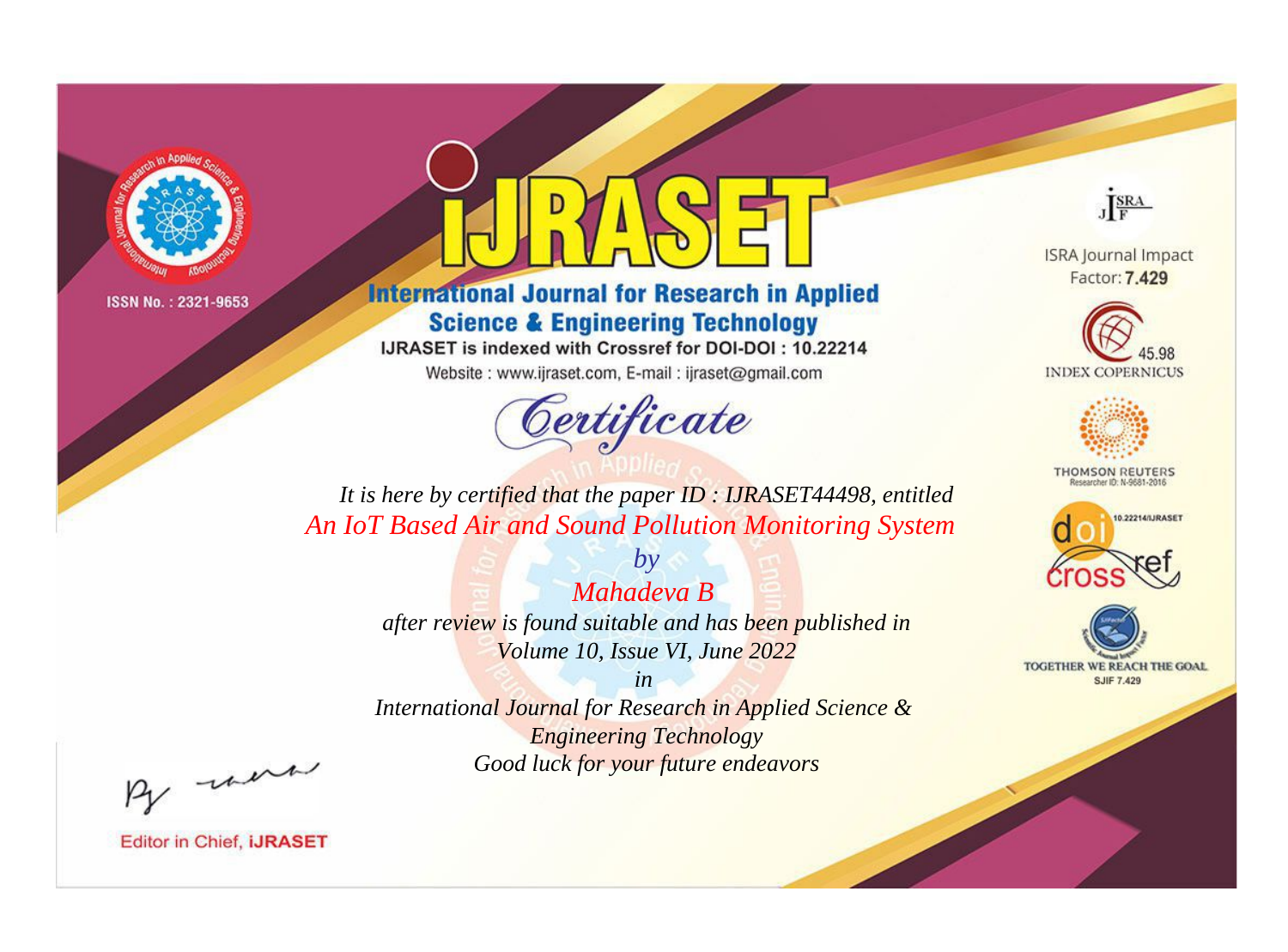ISSN No. : 2321-9653

# iJRASET

## International Journal for Research in Applied Science & Engineering Technology

IJRASET is indexed with Crossref for DOI-DOI : 10.22214

Website : www.ijraset.com, E-mail : ijraset@gmail.com

# Certificate

*It is here by certified that the paper ID : IJRASET44498, entitled*

*An IoT Based Air and Sound Pollution Monitoring System*

*by*

*Mahadeva B*

*after review is found suitable and has been published in*

*Volume 10, Issue VI, June 2022*

*in*

*International Journal for Research in Applied Science & Engineering Technology*

*Good luck for your future endeavors*

ISRA Journal Impact Factor: **7.429**

45.98 INDEX COPERNICUS

THOMSON REUTERS Researcher ID: N-9681-2016

10.22214/IJRASET

TOGETHER WE REACH THE GOAL SJIF 7.429

Editor in Chief, **iJRASET**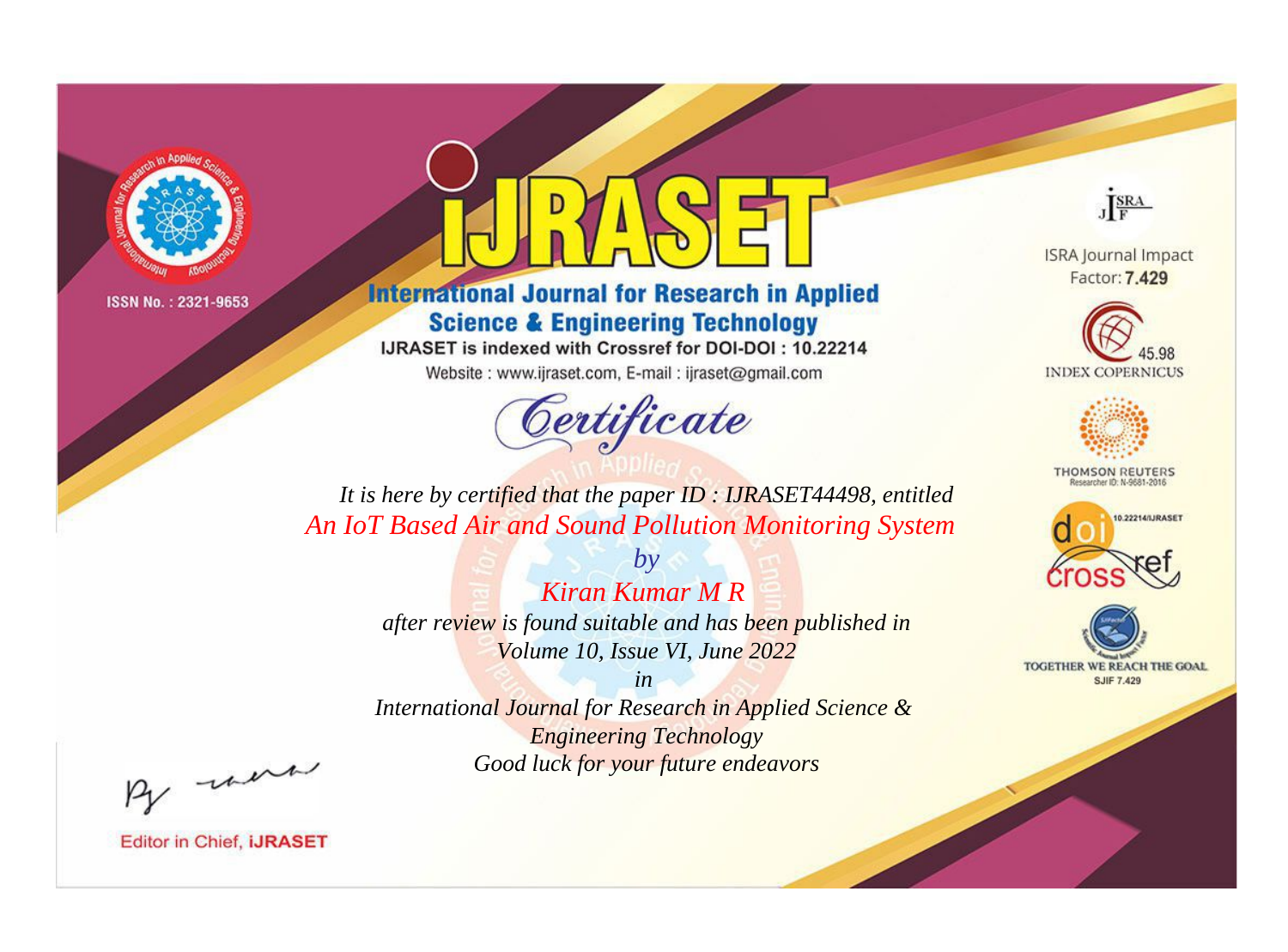ISSN No. : 2321-9653

# IJRASET

## International Journal for Research in Applied Science & Engineering Technology

IJRASET is indexed with Crossref for DOI-DOI : 10.22214

Website : www.ijraset.com, E-mail : ijraset@gmail.com

ISRA Journal Impact Factor: **7.429**

45.98 INDEX COPERNICUS

THOMSON REUTERS Researcher ID: N-9681-2016

10.22214/IJRASET

TOGETHER WE REACH THE GOAL SJIF 7.429

*Certificate*

*It is here by certified that the paper ID : IJRASET44498, entitled*

*An IoT Based Air and Sound Pollution Monitoring System*

*by*

*Kiran Kumar M R*

*after review is found suitable and has been published in*

*Volume 10, Issue VI, June 2022*

*in*

*International Journal for Research in Applied Science & Engineering Technology*

*Good luck for your future endeavors*

Editor in Chief, **iJRASET**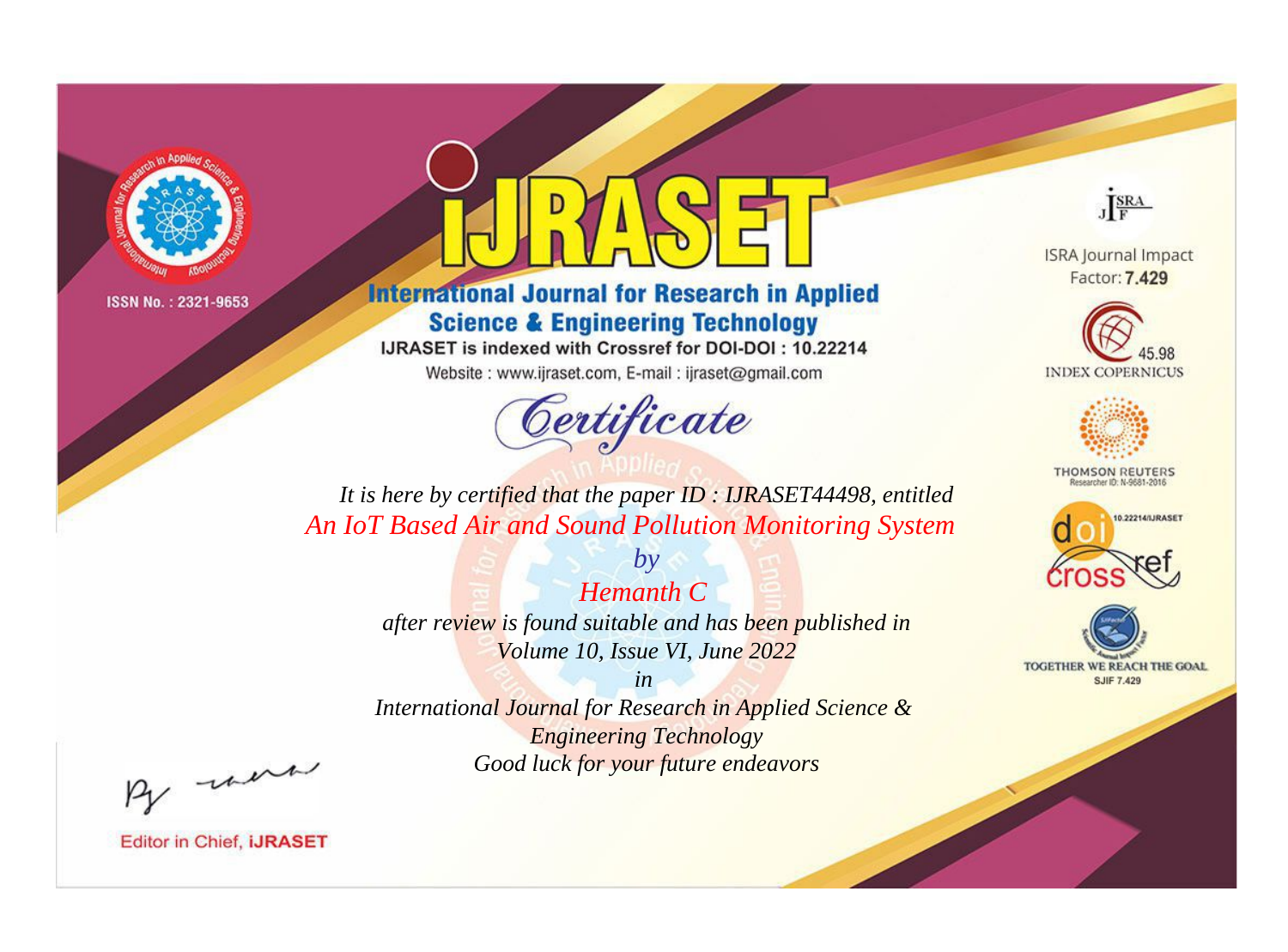ISSN No. : 2321-9653

# IJRASET

## International Journal for Research in Applied Science & Engineering Technology

IJRASET is indexed with Crossref for DOI-DOI : 10.22214

Website : www.ijraset.com, E-mail : ijraset@gmail.com

# Certificate

*It is here by certified that the paper ID : IJRASET44498, entitled*

*An IoT Based Air and Sound Pollution Monitoring System*

*by*

*Hemanth C*

*after review is found suitable and has been published in*

*Volume 10, Issue VI, June 2022*

*in*

*International Journal for Research in Applied Science & Engineering Technology*

*Good luck for your future endeavors*

ISRA Journal Impact Factor: **7.429**

45.98 INDEX COPERNICUS

THOMSON REUTERS Researcher ID: N-9681-2016

10.22214/IJRASET

TOGETHER WE REACH THE GOAL SJIF 7.429

Editor in Chief, **iJRASET**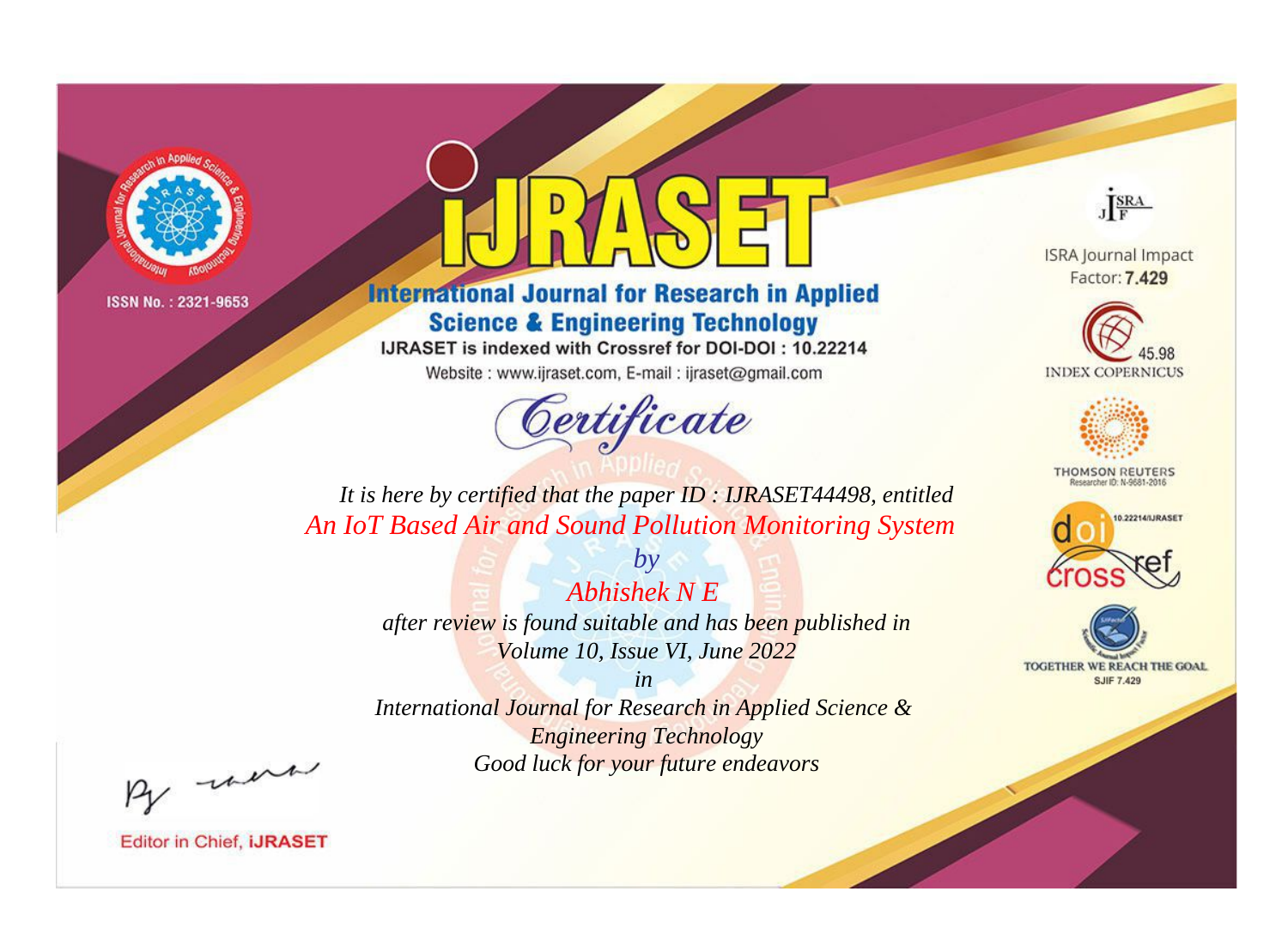ISSN No. : 2321-9653

# iJRASET

## International Journal for Research in Applied Science & Engineering Technology

IJRASET is indexed with Crossref for DOI-DOI : 10.22214

Website : www.ijraset.com, E-mail : ijraset@gmail.com

*Certificate*

*It is here by certified that the paper ID : IJRASET44498, entitled*

*An IoT Based Air and Sound Pollution Monitoring System*

*by*

*Abhishek N E*

*after review is found suitable and has been published in*

*Volume 10, Issue VI, June 2022*

*in*

*International Journal for Research in Applied Science & Engineering Technology*

*Good luck for your future endeavors*

ISRA Journal Impact Factor: **7.429**

45.98 INDEX COPERNICUS

THOMSON REUTERS Researcher ID: N-9681-2016

10.22214/IJRASET

TOGETHER WE REACH THE GOAL SJIF 7.429

Editor in Chief, **iJRASET**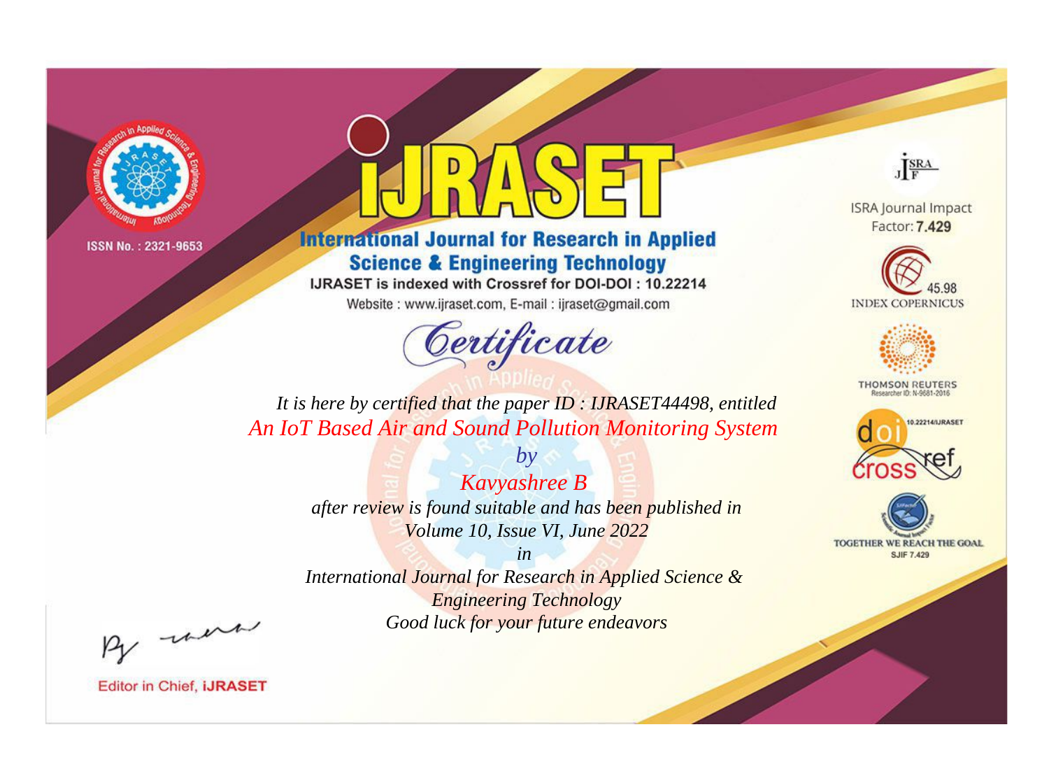ISSN No. : 2321-9653

# IJRASET

## International Journal for Research in Applied Science & Engineering Technology

IJRASET is indexed with Crossref for DOI-DOI : 10.22214

Website : www.ijraset.com, E-mail : ijraset@gmail.com

## Certificate

*It is here by certified that the paper ID : IJRASET44498, entitled*

*An IoT Based Air and Sound Pollution Monitoring System*

*by*

*Kavyashree B*

*after review is found suitable and has been published in*

*Volume 10, Issue VI, June 2022*

*in*

*International Journal for Research in Applied Science & Engineering Technology*

*Good luck for your future endeavors*

ISRA Journal Impact Factor: **7.429**

45.98 INDEX COPERNICUS

THOMSON REUTERS Researcher ID: N-9681-2016

10.22214/IJRASET

TOGETHER WE REACH THE GOAL SJIF 7.429

Editor in Chief, **iJRASET**